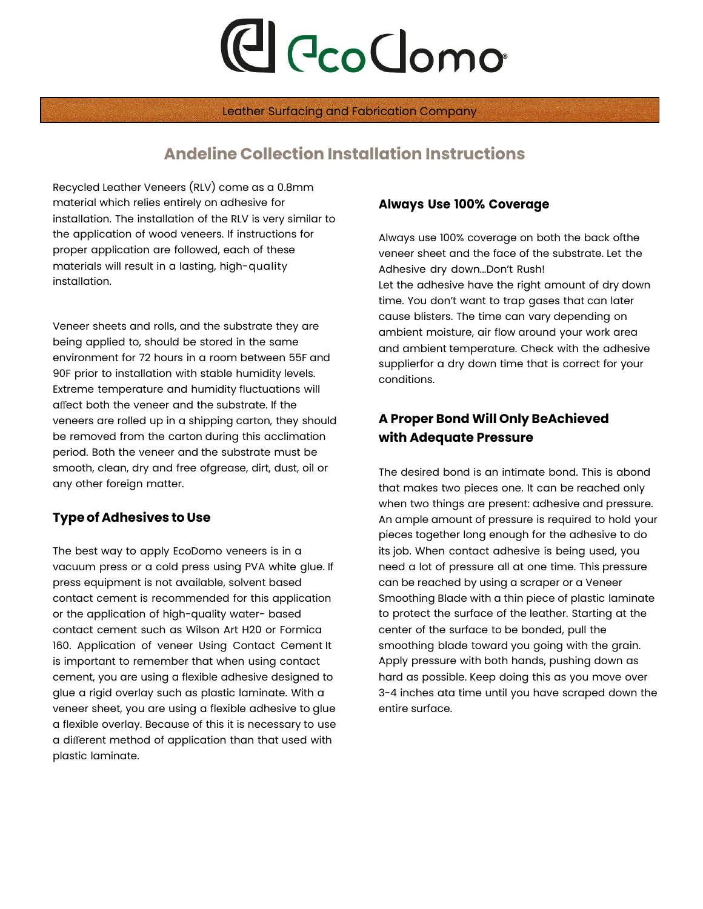# EcoDomo

Leather Surfacing and Fabrication Company

## Andeline Collection Installation Instructions

Recycled Leather Veneers (RLV) come as a 0.8mm material which relies entirely on adhesive for installation. The installation of the RLV is very similar to the application of wood veneers. If instructions for proper application are followed, each of these materials will result in a lasting, high-quality installation.

Veneer sheets and rolls, and the substrate they are being applied to, should be stored in the same environment for 72 hours in a room between 55F and 90F prior to installation with stable humidity levels. Extreme temperature and humidity fluctuations will affect both the veneer and the substrate. If the veneers are rolled up in a shipping carton, they should be removed from the carton during this acclimation period. Both the veneer and the substrate must be smooth, clean, dry and free ofgrease, dirt, dust, oil or any other foreign matter.

### Type of Adhesives to Use

The best way to apply EcoDomo veneers is in a vacuum press or a cold press using PVA white glue. If press equipment is not available, solvent based contact cement is recommended for this application or the application of high-quality water- based contact cement such as Wilson Art H20 or Formica 160. Application of veneer Using Contact Cement It is important to remember that when using contact cement, you are using a flexible adhesive designed to glue a rigid overlay such as plastic laminate. With a veneer sheet, you are using a flexible adhesive to glue a flexible overlay. Because of this it is necessary to use a different method of application than that used with plastic laminate.

### Always Use 100% Coverage

Always use 100% coverage on both the back ofthe veneer sheet and the face of the substrate. Let the Adhesive dry down...Don't Rush!
Let the adhesive have the right amount of dry down time. You don't want to trap gases that can later cause blisters. The time can vary depending on ambient moisture, air flow around your work area and ambient temperature. Check with the adhesive supplierfor a dry down time that is correct for your conditions.

### A Proper Bond Will Only BeAchieved with Adequate Pressure

The desired bond is an intimate bond. This is abond that makes two pieces one. It can be reached only when two things are present: adhesive and pressure. An ample amount of pressure is required to hold your pieces together long enough for the adhesive to do its job. When contact adhesive is being used, you need a lot of pressure all at one time. This pressure can be reached by using a scraper or a Veneer Smoothing Blade with a thin piece of plastic laminate to protect the surface of the leather. Starting at the center of the surface to be bonded, pull the smoothing blade toward you going with the grain. Apply pressure with both hands, pushing down as hard as possible. Keep doing this as you move over 3-4 inches ata time until you have scraped down the entire surface.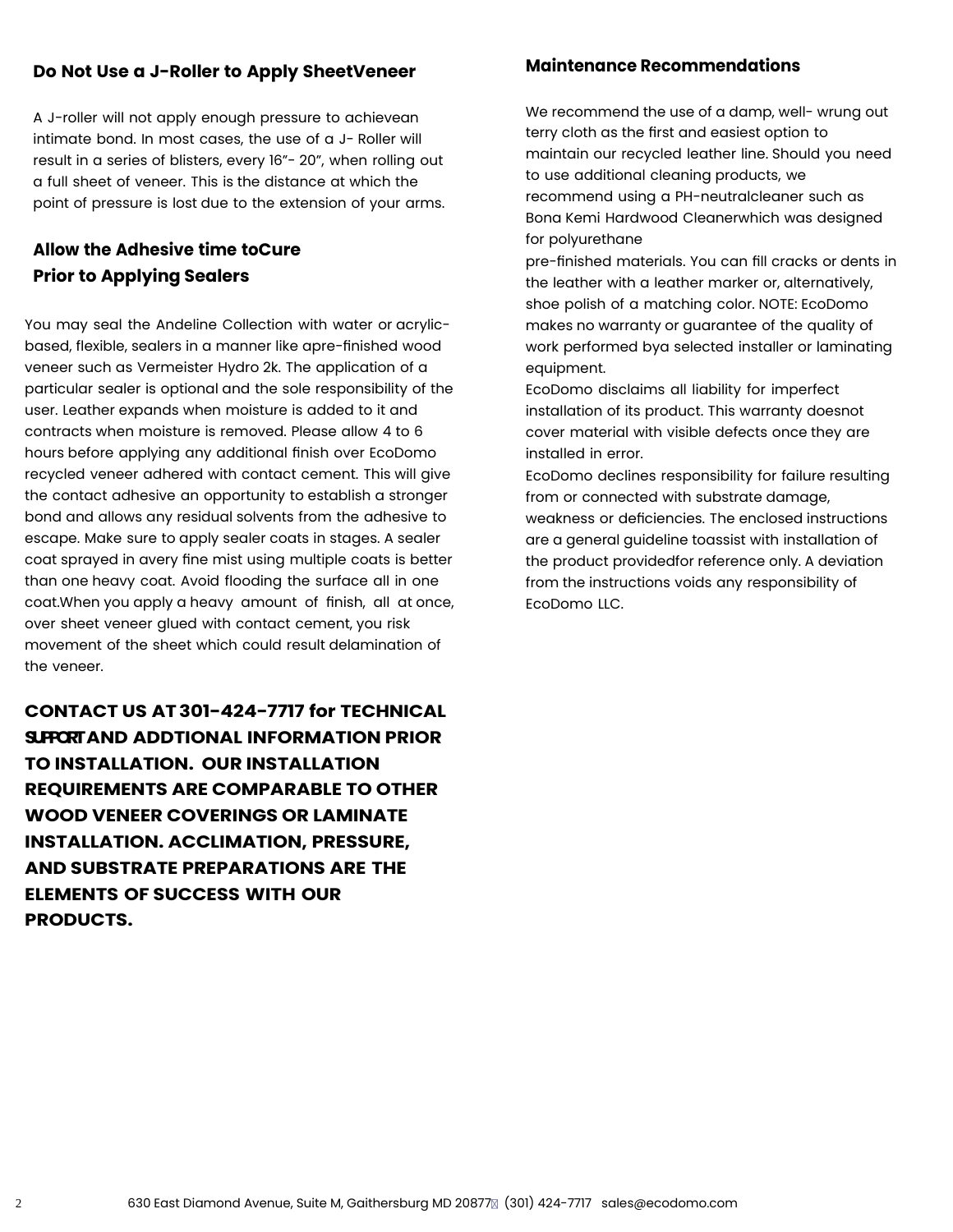## Do Not Use a J-Roller to Apply SheetVeneer

A J-roller will not apply enough pressure to achievean intimate bond. In most cases, the use of a J- Roller will result in a series of blisters, every 16”- 20”, when rolling out a full sheet of veneer. This is the distance at which the point of pressure is lost due to the extension of your arms.

## Allow the Adhesive time toCure Prior to Applying Sealers

You may seal the Andeline Collection with water or acrylic-based, flexible, sealers in a manner like apre-finished wood veneer such as Vermeister Hydro 2k. The application of a particular sealer is optional and the sole responsibility of the user. Leather expands when moisture is added to it and contracts when moisture is removed. Please allow 4 to 6 hours before applying any additional finish over EcoDomo recycled veneer adhered with contact cement. This will give the contact adhesive an opportunity to establish a stronger bond and allows any residual solvents from the adhesive to escape. Make sure to apply sealer coats in stages. A sealer coat sprayed in avery fine mist using multiple coats is better than one heavy coat. Avoid flooding the surface all in one coat.When you apply a heavy amount of finish, all at once, over sheet veneer glued with contact cement, you risk movement of the sheet which could result delamination of the veneer.

**CONTACT US AT 301-424-7717 for TECHNICAL SUPPORT AND ADDTIONAL INFORMATION PRIOR TO INSTALLATION. OUR INSTALLATION REQUIREMENTS ARE COMPARABLE TO OTHER WOOD VENEER COVERINGS OR LAMINATE INSTALLATION. ACCLIMATION, PRESSURE, AND SUBSTRATE PREPARATIONS ARE THE ELEMENTS OF SUCCESS WITH OUR PRODUCTS.**

## Maintenance Recommendations

We recommend the use of a damp, well- wrung out terry cloth as the first and easiest option to maintain our recycled leather line. Should you need to use additional cleaning products, we recommend using a PH-neutralcleaner such as Bona Kemi Hardwood Cleanerwhich was designed for polyurethane
pre-finished materials. You can fill cracks or dents in the leather with a leather marker or, alternatively, shoe polish of a matching color. NOTE: EcoDomo makes no warranty or guarantee of the quality of work performed bya selected installer or laminating equipment.
EcoDomo disclaims all liability for imperfect installation of its product. This warranty doesnot cover material with visible defects once they are installed in error.
EcoDomo declines responsibility for failure resulting from or connected with substrate damage, weakness or deficiencies. The enclosed instructions are a general guideline toassist with installation of the product providedfor reference only. A deviation from the instructions voids any responsibility of EcoDomo LLC.

630 East Diamond Avenue, Suite M, Gaithersburg MD 20877 (301) 424-7717 sales@ecodomo.com